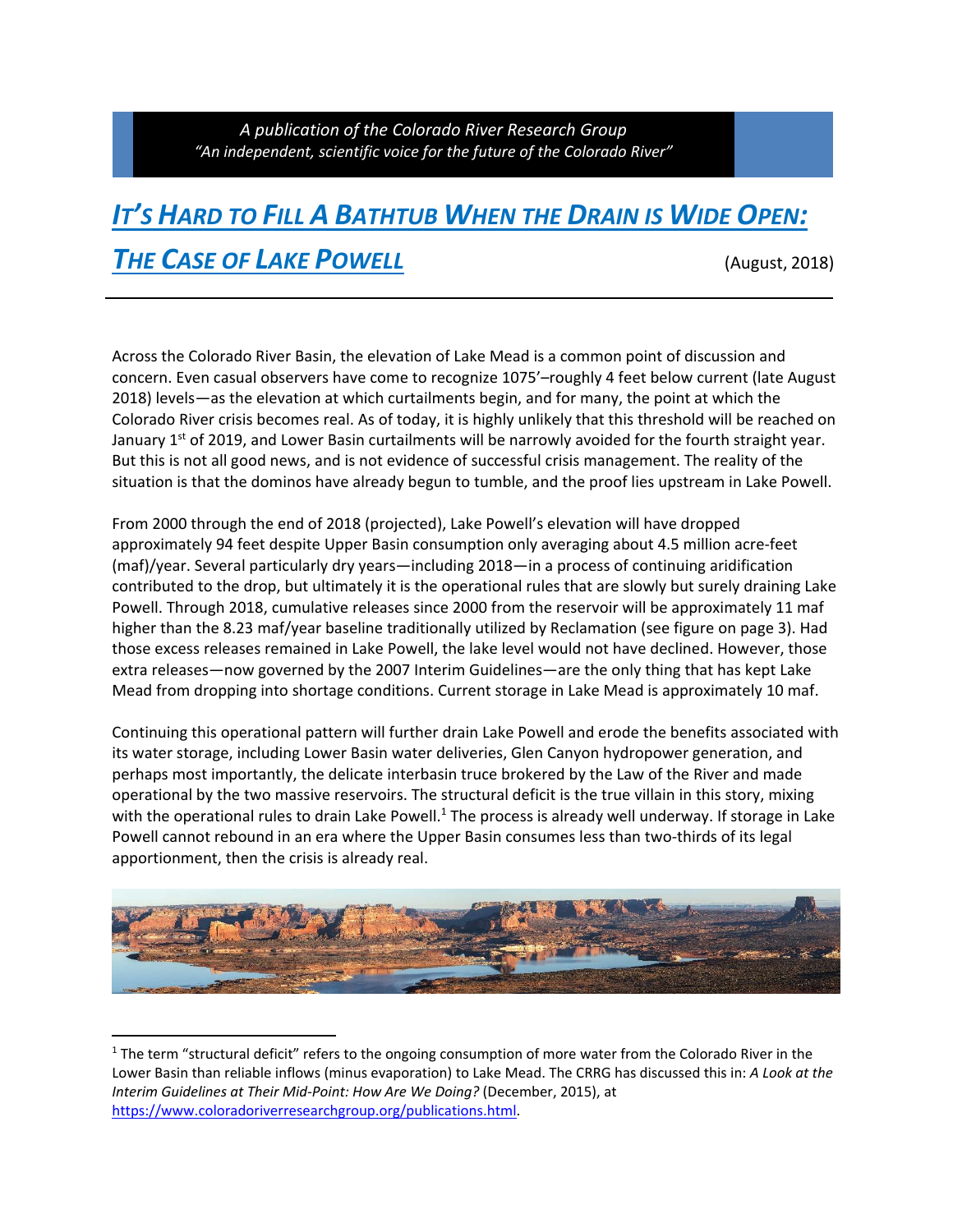*A publication of the Colorado River Research Group*
*"An independent, scientific voice for the future of the Colorado River"*

# IT'S HARD TO FILL A BATHTUB WHEN THE DRAIN IS WIDE OPEN: THE CASE OF LAKE POWELL

(August, 2018)

Across the Colorado River Basin, the elevation of Lake Mead is a common point of discussion and concern. Even casual observers have come to recognize 1075'–roughly 4 feet below current (late August 2018) levels—as the elevation at which curtailments begin, and for many, the point at which the Colorado River crisis becomes real. As of today, it is highly unlikely that this threshold will be reached on January 1st of 2019, and Lower Basin curtailments will be narrowly avoided for the fourth straight year. But this is not all good news, and is not evidence of successful crisis management. The reality of the situation is that the dominos have already begun to tumble, and the proof lies upstream in Lake Powell.

From 2000 through the end of 2018 (projected), Lake Powell's elevation will have dropped approximately 94 feet despite Upper Basin consumption only averaging about 4.5 million acre-feet (maf)/year. Several particularly dry years—including 2018—in a process of continuing aridification contributed to the drop, but ultimately it is the operational rules that are slowly but surely draining Lake Powell. Through 2018, cumulative releases since 2000 from the reservoir will be approximately 11 maf higher than the 8.23 maf/year baseline traditionally utilized by Reclamation (see figure on page 3). Had those excess releases remained in Lake Powell, the lake level would not have declined. However, those extra releases—now governed by the 2007 Interim Guidelines—are the only thing that has kept Lake Mead from dropping into shortage conditions. Current storage in Lake Mead is approximately 10 maf.

Continuing this operational pattern will further drain Lake Powell and erode the benefits associated with its water storage, including Lower Basin water deliveries, Glen Canyon hydropower generation, and perhaps most importantly, the delicate interbasin truce brokered by the Law of the River and made operational by the two massive reservoirs. The structural deficit is the true villain in this story, mixing with the operational rules to drain Lake Powell.[1] The process is already well underway. If storage in Lake Powell cannot rebound in an era where the Upper Basin consumes less than two-thirds of its legal apportionment, then the crisis is already real.

---

[1] The term "structural deficit" refers to the ongoing consumption of more water from the Colorado River in the Lower Basin than reliable inflows (minus evaporation) to Lake Mead. The CRRG has discussed this in: *A Look at the Interim Guidelines at Their Mid-Point: How Are We Doing?* (December, 2015), at https://www.coloradoriverresearchgroup.org/publications.html.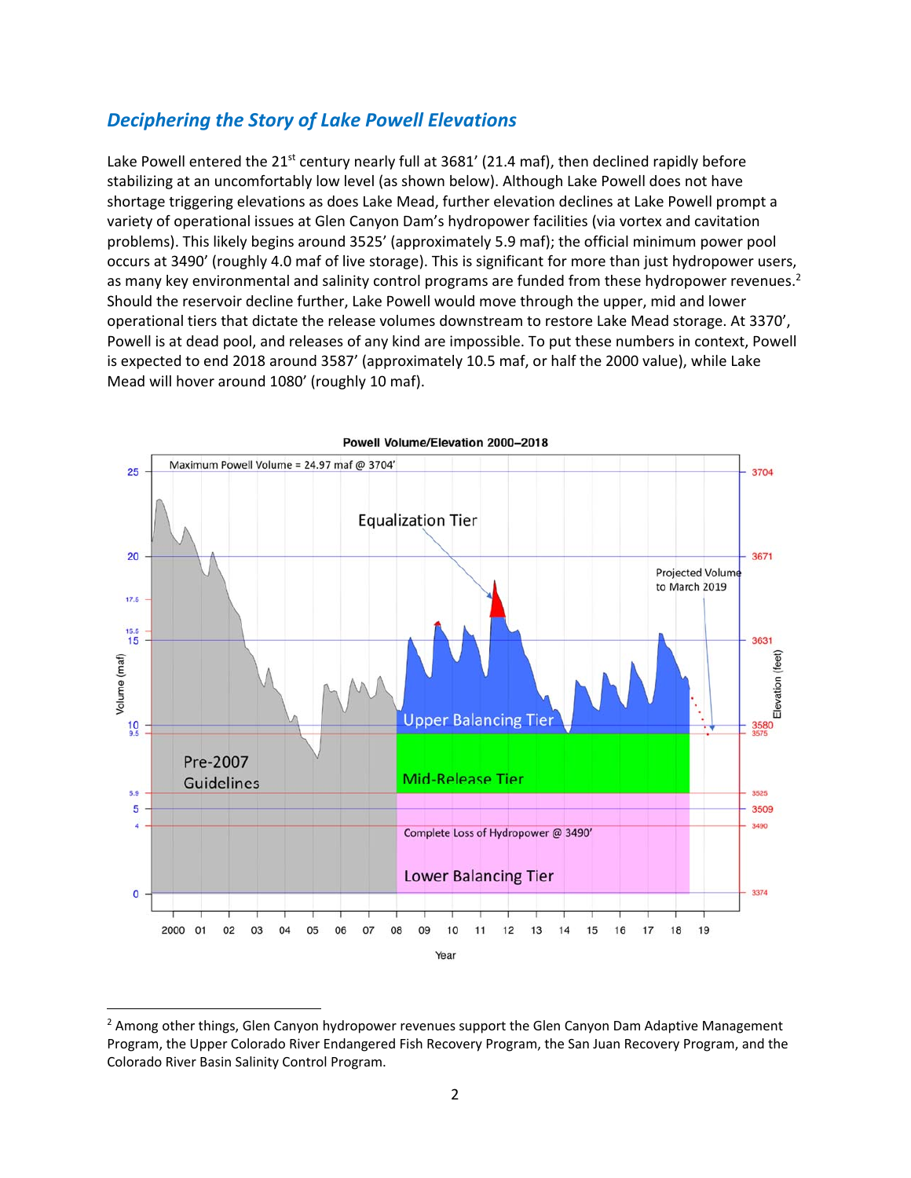## *Deciphering the Story of Lake Powell Elevations*

Lake Powell entered the 21st century nearly full at 3681' (21.4 maf), then declined rapidly before stabilizing at an uncomfortably low level (as shown below). Although Lake Powell does not have shortage triggering elevations as does Lake Mead, further elevation declines at Lake Powell prompt a variety of operational issues at Glen Canyon Dam's hydropower facilities (via vortex and cavitation problems). This likely begins around 3525' (approximately 5.9 maf); the official minimum power pool occurs at 3490' (roughly 4.0 maf of live storage). This is significant for more than just hydropower users, as many key environmental and salinity control programs are funded from these hydropower revenues.[2] Should the reservoir decline further, Lake Powell would move through the upper, mid and lower operational tiers that dictate the release volumes downstream to restore Lake Mead storage. At 3370', Powell is at dead pool, and releases of any kind are impossible. To put these numbers in context, Powell is expected to end 2018 around 3587' (approximately 10.5 maf, or half the 2000 value), while Lake Mead will hover around 1080' (roughly 10 maf).

Powell Volume/Elevation 2000–2018

[2] Among other things, Glen Canyon hydropower revenues support the Glen Canyon Dam Adaptive Management Program, the Upper Colorado River Endangered Fish Recovery Program, the San Juan Recovery Program, and the Colorado River Basin Salinity Control Program.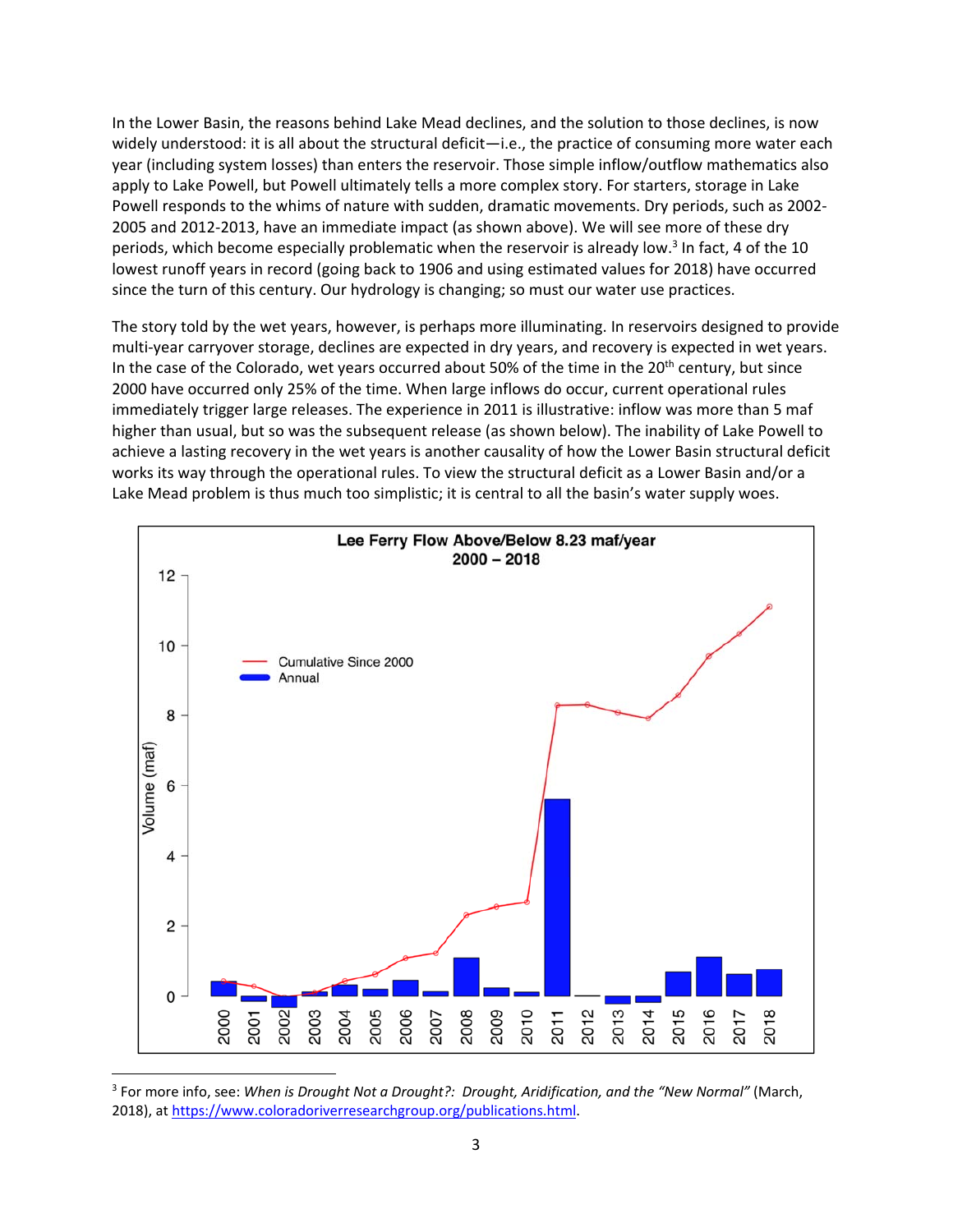In the Lower Basin, the reasons behind Lake Mead declines, and the solution to those declines, is now widely understood: it is all about the structural deficit—i.e., the practice of consuming more water each year (including system losses) than enters the reservoir. Those simple inflow/outflow mathematics also apply to Lake Powell, but Powell ultimately tells a more complex story. For starters, storage in Lake Powell responds to the whims of nature with sudden, dramatic movements. Dry periods, such as 2002-2005 and 2012-2013, have an immediate impact (as shown above). We will see more of these dry periods, which become especially problematic when the reservoir is already low.[3] In fact, 4 of the 10 lowest runoff years in record (going back to 1906 and using estimated values for 2018) have occurred since the turn of this century. Our hydrology is changing; so must our water use practices.

The story told by the wet years, however, is perhaps more illuminating. In reservoirs designed to provide multi-year carryover storage, declines are expected in dry years, and recovery is expected in wet years. In the case of the Colorado, wet years occurred about 50% of the time in the 20th century, but since 2000 have occurred only 25% of the time. When large inflows do occur, current operational rules immediately trigger large releases. The experience in 2011 is illustrative: inflow was more than 5 maf higher than usual, but so was the subsequent release (as shown below). The inability of Lake Powell to achieve a lasting recovery in the wet years is another causality of how the Lower Basin structural deficit works its way through the operational rules. To view the structural deficit as a Lower Basin and/or a Lake Mead problem is thus much too simplistic; it is central to all the basin's water supply woes.

**Lee Ferry Flow Above/Below 8.23 maf/year**
**2000 – 2018**

[3] For more info, see: *When is Drought Not a Drought?: Drought, Aridification, and the "New Normal"* (March, 2018), at https://www.coloradoriverresearchgroup.org/publications.html.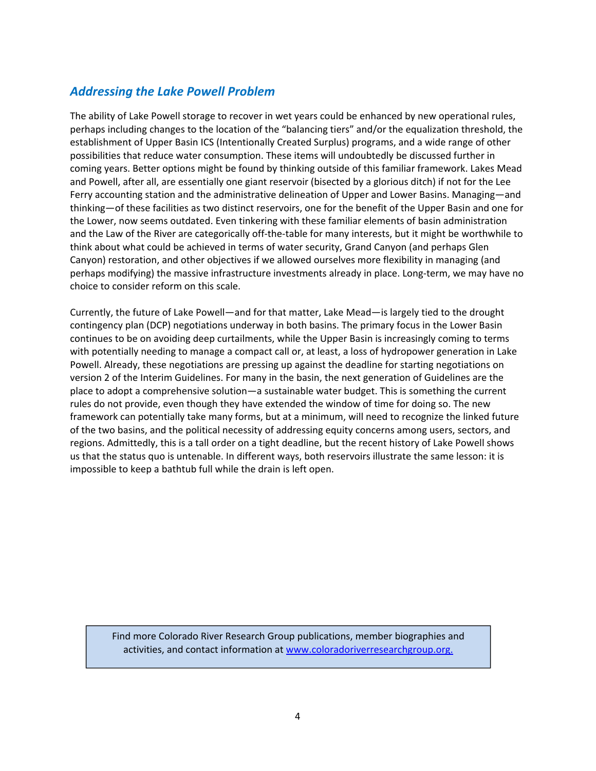## *Addressing the Lake Powell Problem*

The ability of Lake Powell storage to recover in wet years could be enhanced by new operational rules, perhaps including changes to the location of the "balancing tiers" and/or the equalization threshold, the establishment of Upper Basin ICS (Intentionally Created Surplus) programs, and a wide range of other possibilities that reduce water consumption. These items will undoubtedly be discussed further in coming years. Better options might be found by thinking outside of this familiar framework. Lakes Mead and Powell, after all, are essentially one giant reservoir (bisected by a glorious ditch) if not for the Lee Ferry accounting station and the administrative delineation of Upper and Lower Basins. Managing—and thinking—of these facilities as two distinct reservoirs, one for the benefit of the Upper Basin and one for the Lower, now seems outdated. Even tinkering with these familiar elements of basin administration and the Law of the River are categorically off-the-table for many interests, but it might be worthwhile to think about what could be achieved in terms of water security, Grand Canyon (and perhaps Glen Canyon) restoration, and other objectives if we allowed ourselves more flexibility in managing (and perhaps modifying) the massive infrastructure investments already in place. Long-term, we may have no choice to consider reform on this scale.

Currently, the future of Lake Powell—and for that matter, Lake Mead—is largely tied to the drought contingency plan (DCP) negotiations underway in both basins. The primary focus in the Lower Basin continues to be on avoiding deep curtailments, while the Upper Basin is increasingly coming to terms with potentially needing to manage a compact call or, at least, a loss of hydropower generation in Lake Powell. Already, these negotiations are pressing up against the deadline for starting negotiations on version 2 of the Interim Guidelines. For many in the basin, the next generation of Guidelines are the place to adopt a comprehensive solution—a sustainable water budget. This is something the current rules do not provide, even though they have extended the window of time for doing so. The new framework can potentially take many forms, but at a minimum, will need to recognize the linked future of the two basins, and the political necessity of addressing equity concerns among users, sectors, and regions. Admittedly, this is a tall order on a tight deadline, but the recent history of Lake Powell shows us that the status quo is untenable. In different ways, both reservoirs illustrate the same lesson: it is impossible to keep a bathtub full while the drain is left open.

Find more Colorado River Research Group publications, member biographies and activities, and contact information at [www.coloradoriverresearchgroup.org.](http://www.coloradoriverresearchgroup.org)